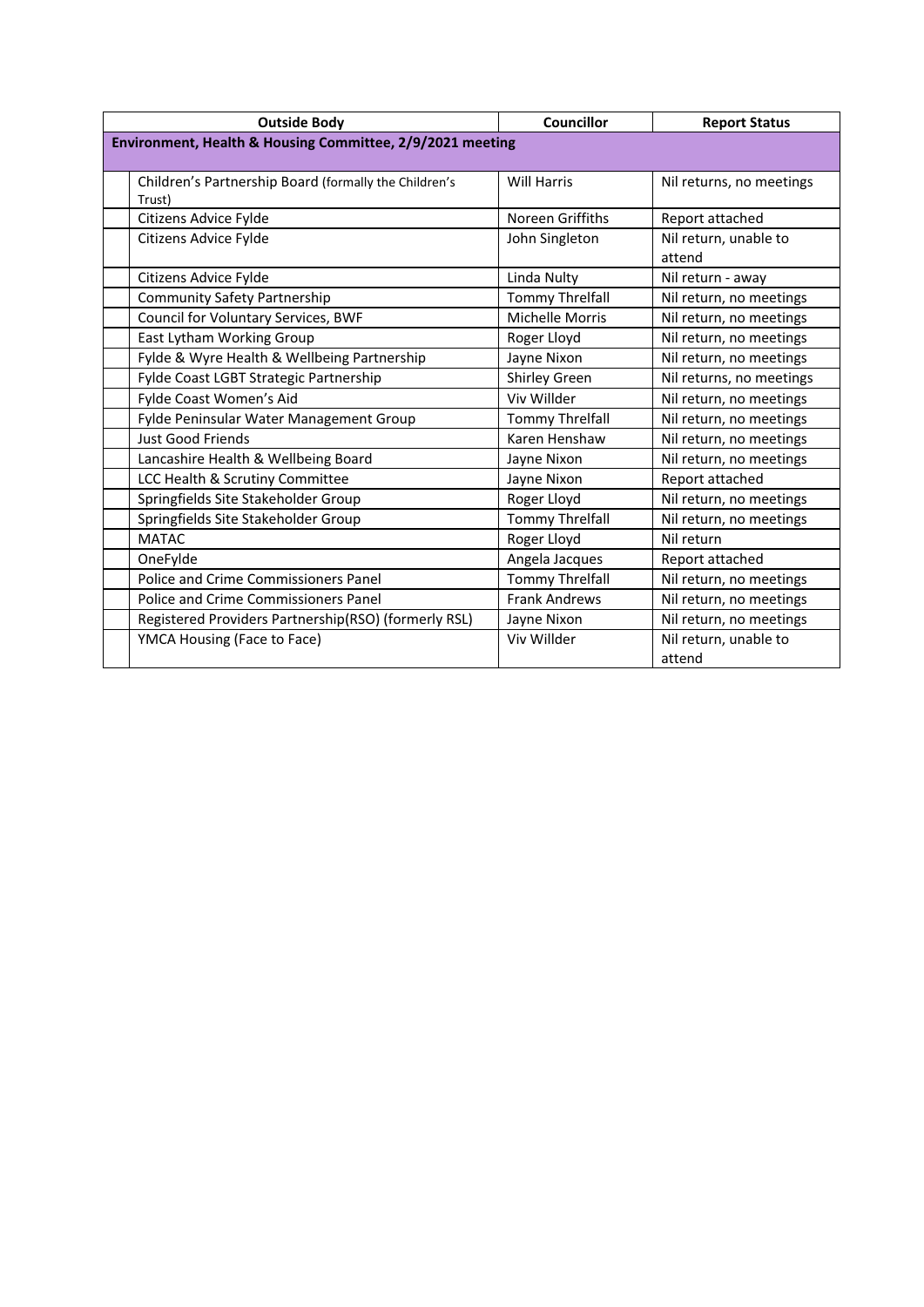| | Outside Body | Councillor | Report Status |
|---|---|---|---|
| **Environment, Health & Housing Committee, 2/9/2021 meeting** | | | |
| | Children's Partnership Board (formally the Children's Trust) | Will Harris | Nil returns, no meetings |
| | Citizens Advice Fylde | Noreen Griffiths | Report attached |
| | Citizens Advice Fylde | John Singleton | Nil return, unable to attend |
| | Citizens Advice Fylde | Linda Nulty | Nil return - away |
| | Community Safety Partnership | Tommy Threlfall | Nil return, no meetings |
| | Council for Voluntary Services, BWF | Michelle Morris | Nil return, no meetings |
| | East Lytham Working Group | Roger Lloyd | Nil return, no meetings |
| | Fylde & Wyre Health & Wellbeing Partnership | Jayne Nixon | Nil return, no meetings |
| | Fylde Coast LGBT Strategic Partnership | Shirley Green | Nil returns, no meetings |
| | Fylde Coast Women's Aid | Viv Willder | Nil return, no meetings |
| | Fylde Peninsular Water Management Group | Tommy Threlfall | Nil return, no meetings |
| | Just Good Friends | Karen Henshaw | Nil return, no meetings |
| | Lancashire Health & Wellbeing Board | Jayne Nixon | Nil return, no meetings |
| | LCC Health & Scrutiny Committee | Jayne Nixon | Report attached |
| | Springfields Site Stakeholder Group | Roger Lloyd | Nil return, no meetings |
| | Springfields Site Stakeholder Group | Tommy Threlfall | Nil return, no meetings |
| | MATAC | Roger Lloyd | Nil return |
| | OneFylde | Angela Jacques | Report attached |
| | Police and Crime Commissioners Panel | Tommy Threlfall | Nil return, no meetings |
| | Police and Crime Commissioners Panel | Frank Andrews | Nil return, no meetings |
| | Registered Providers Partnership(RSO) (formerly RSL) | Jayne Nixon | Nil return, no meetings |
| | YMCA Housing (Face to Face) | Viv Willder | Nil return, unable to attend |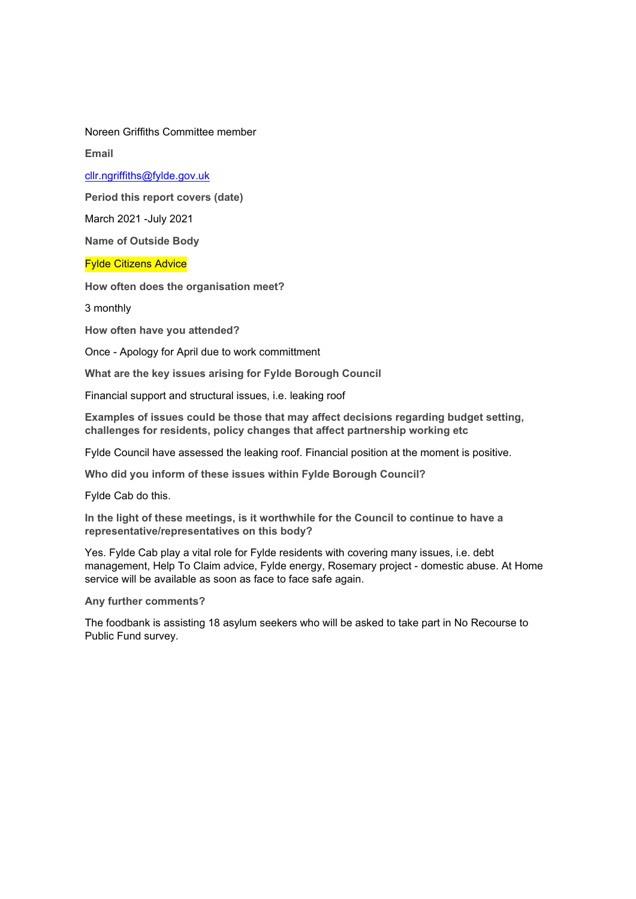Noreen Griffiths Committee member

**Email**

cllr.ngriffiths@fylde.gov.uk

**Period this report covers (date)**

March 2021 -July 2021

**Name of Outside Body**

Fylde Citizens Advice

**How often does the organisation meet?**

3 monthly

**How often have you attended?**

Once - Apology for April due to work committment

**What are the key issues arising for Fylde Borough Council**

Financial support and structural issues, i.e. leaking roof

**Examples of issues could be those that may affect decisions regarding budget setting, challenges for residents, policy changes that affect partnership working etc**

Fylde Council have assessed the leaking roof. Financial position at the moment is positive.

**Who did you inform of these issues within Fylde Borough Council?**

Fylde Cab do this.

**In the light of these meetings, is it worthwhile for the Council to continue to have a representative/representatives on this body?**

Yes. Fylde Cab play a vital role for Fylde residents with covering many issues, i.e. debt management, Help To Claim advice, Fylde energy, Rosemary project - domestic abuse. At Home service will be available as soon as face to face safe again.

**Any further comments?**

The foodbank is assisting 18 asylum seekers who will be asked to take part in No Recourse to Public Fund survey.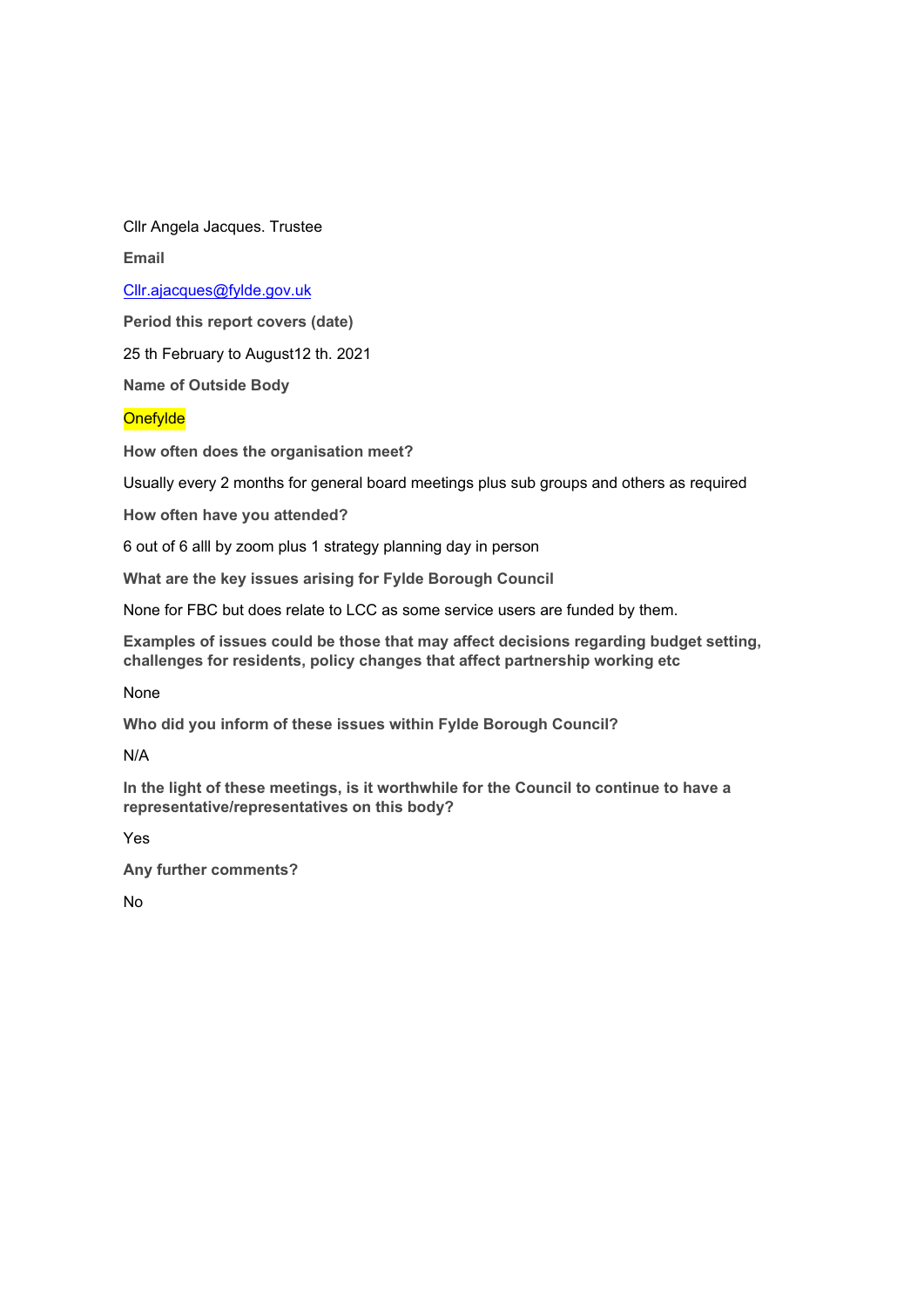Cllr Angela Jacques. Trustee

**Email**

Cllr.ajacques@fylde.gov.uk

**Period this report covers (date)**

25 th February to August12 th. 2021

**Name of Outside Body**

Onefylde

**How often does the organisation meet?**

Usually every 2 months for general board meetings plus sub groups and others as required

**How often have you attended?**

6 out of 6 alll by zoom plus 1 strategy planning day in person

**What are the key issues arising for Fylde Borough Council**

None for FBC but does relate to LCC as some service users are funded by them.

**Examples of issues could be those that may affect decisions regarding budget setting, challenges for residents, policy changes that affect partnership working etc**

None

**Who did you inform of these issues within Fylde Borough Council?**

N/A

**In the light of these meetings, is it worthwhile for the Council to continue to have a representative/representatives on this body?**

Yes

**Any further comments?**

No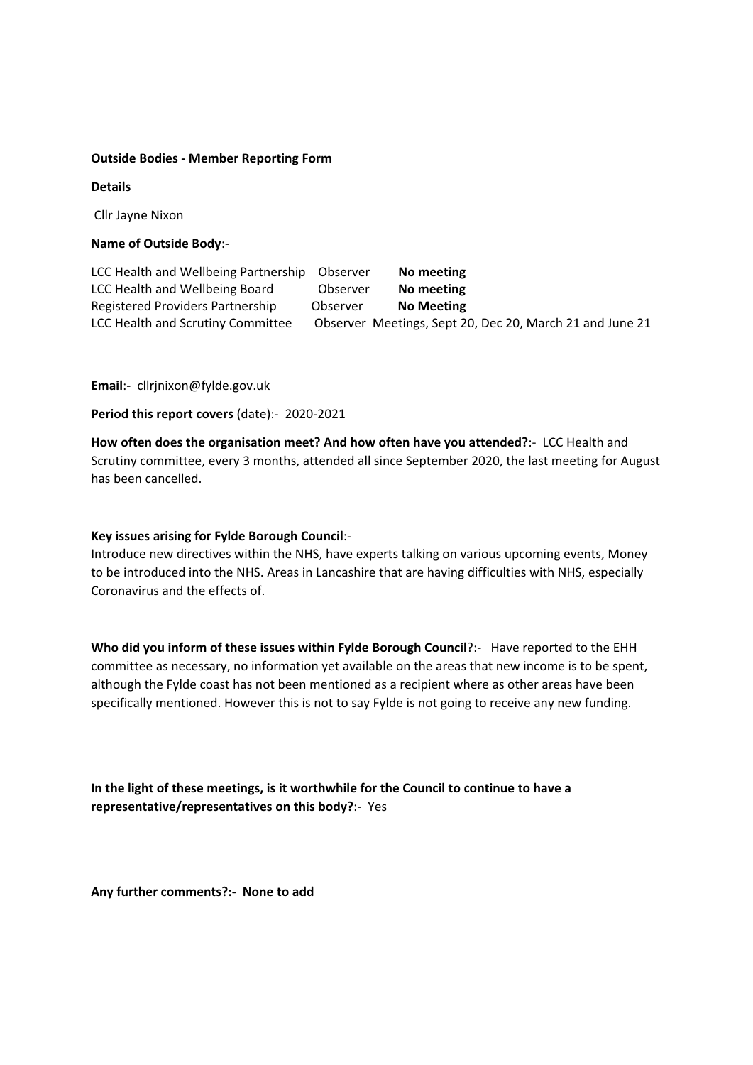**Outside Bodies - Member Reporting Form**

**Details**

Cllr Jayne Nixon

**Name of Outside Body**:-

| | | |
|---|---|---|
| LCC Health and Wellbeing Partnership | Observer | **No meeting** |
| LCC Health and Wellbeing Board | Observer | **No meeting** |
| Registered Providers Partnership | Observer | **No Meeting** |
| LCC Health and Scrutiny Committee | Observer | Meetings, Sept 20, Dec 20, March 21 and June 21 |

**Email**:- cllrjnixon@fylde.gov.uk

**Period this report covers** (date):- 2020-2021

**How often does the organisation meet? And how often have you attended?**:- LCC Health and Scrutiny committee, every 3 months, attended all since September 2020, the last meeting for August has been cancelled.

**Key issues arising for Fylde Borough Council**:-

Introduce new directives within the NHS, have experts talking on various upcoming events, Money to be introduced into the NHS. Areas in Lancashire that are having difficulties with NHS, especially Coronavirus and the effects of.

**Who did you inform of these issues within Fylde Borough Council**?:- Have reported to the EHH committee as necessary, no information yet available on the areas that new income is to be spent, although the Fylde coast has not been mentioned as a recipient where as other areas have been specifically mentioned. However this is not to say Fylde is not going to receive any new funding.

**In the light of these meetings, is it worthwhile for the Council to continue to have a representative/representatives on this body?**:- Yes

**Any further comments?:- None to add**